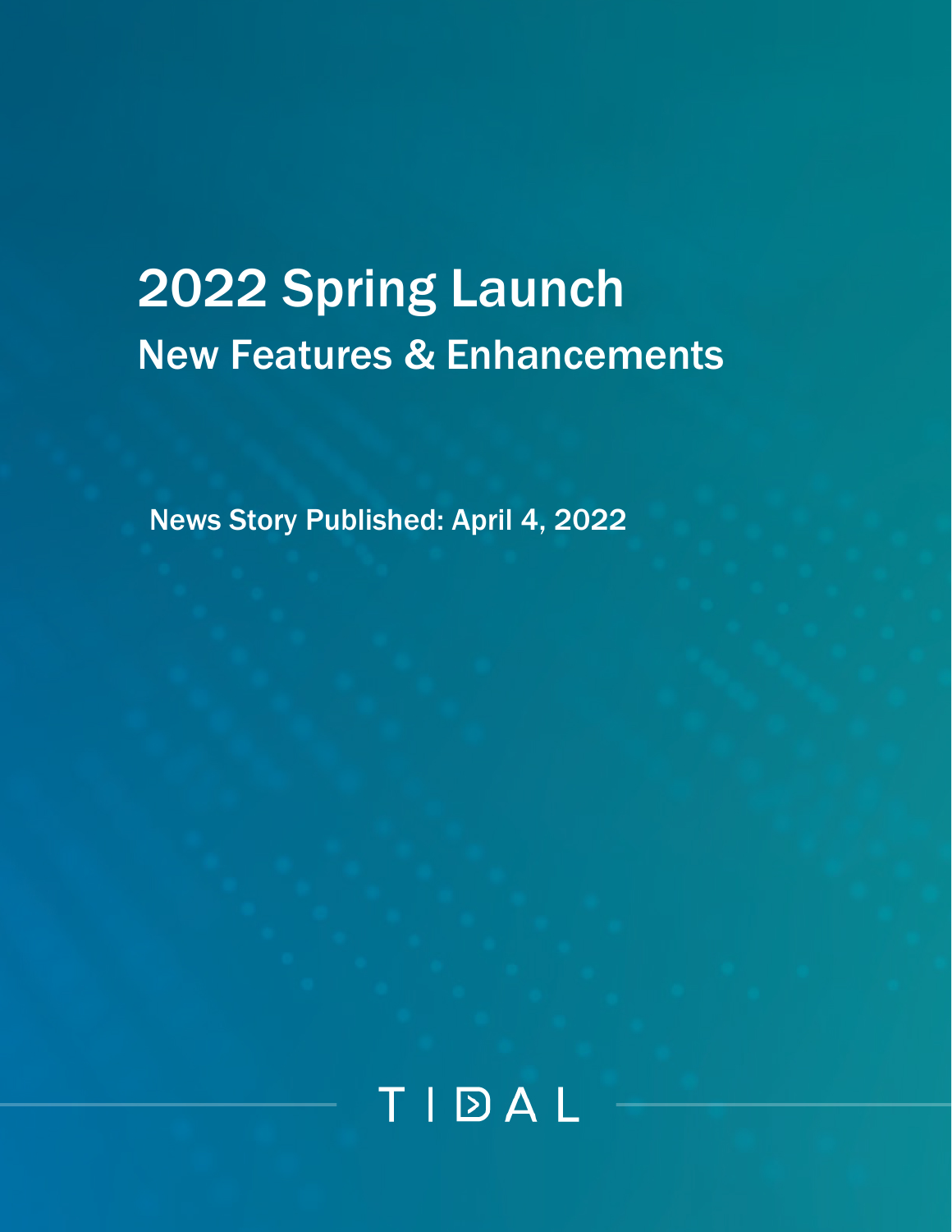# 2022 Spring Launch

## New Features & Enhancements

News Story Published: April 4, 2022

TIDAL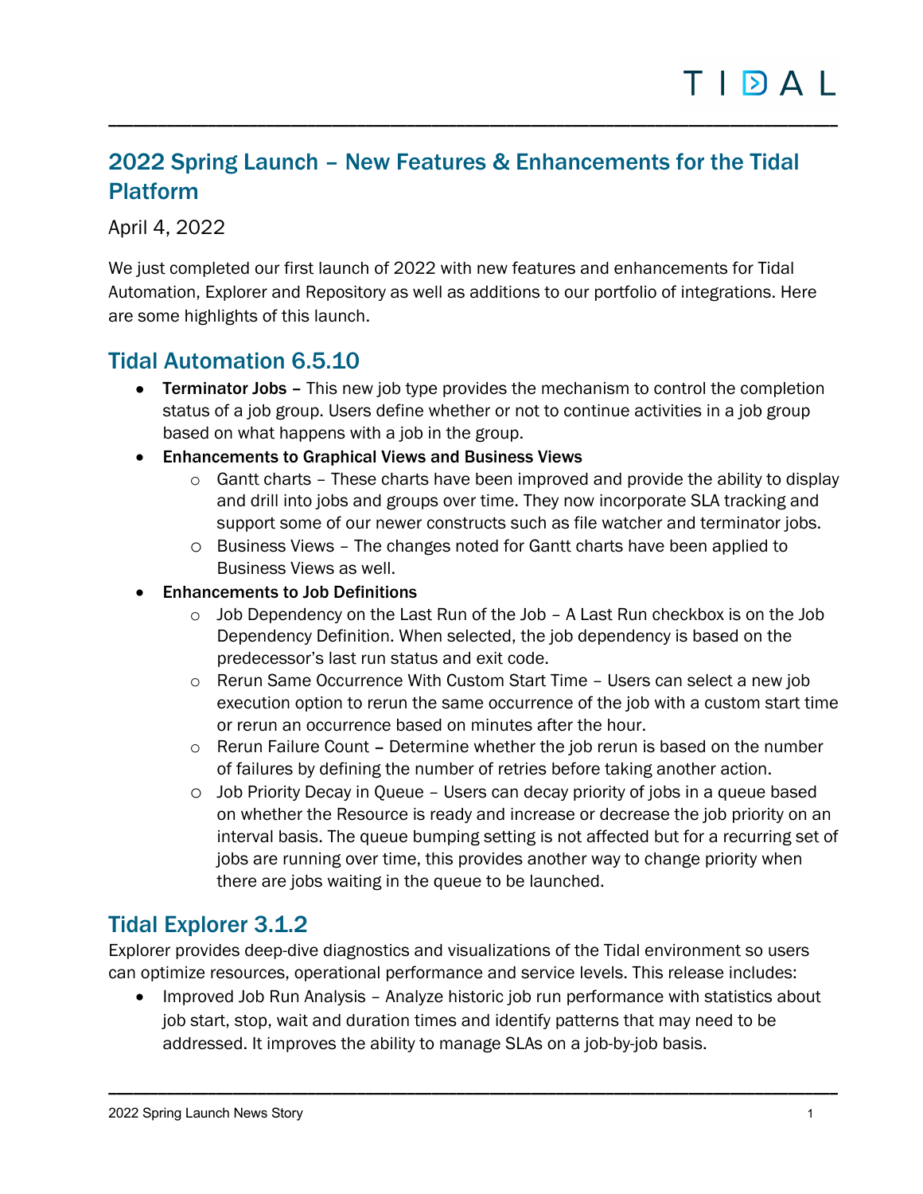## 2022 Spring Launch – New Features & Enhancements for the Tidal Platform

April 4, 2022

We just completed our first launch of 2022 with new features and enhancements for Tidal Automation, Explorer and Repository as well as additions to our portfolio of integrations. Here are some highlights of this launch.

### Tidal Automation 6.5.10

- **Terminator Jobs** – This new job type provides the mechanism to control the completion status of a job group. Users define whether or not to continue activities in a job group based on what happens with a job in the group.
- **Enhancements to Graphical Views and Business Views**
  - Gantt charts – These charts have been improved and provide the ability to display and drill into jobs and groups over time. They now incorporate SLA tracking and support some of our newer constructs such as file watcher and terminator jobs.
  - Business Views – The changes noted for Gantt charts have been applied to Business Views as well.
- **Enhancements to Job Definitions**
  - Job Dependency on the Last Run of the Job – A Last Run checkbox is on the Job Dependency Definition. When selected, the job dependency is based on the predecessor's last run status and exit code.
  - Rerun Same Occurrence With Custom Start Time – Users can select a new job execution option to rerun the same occurrence of the job with a custom start time or rerun an occurrence based on minutes after the hour.
  - Rerun Failure Count – Determine whether the job rerun is based on the number of failures by defining the number of retries before taking another action.
  - Job Priority Decay in Queue – Users can decay priority of jobs in a queue based on whether the Resource is ready and increase or decrease the job priority on an interval basis. The queue bumping setting is not affected but for a recurring set of jobs are running over time, this provides another way to change priority when there are jobs waiting in the queue to be launched.

### Tidal Explorer 3.1.2

Explorer provides deep-dive diagnostics and visualizations of the Tidal environment so users can optimize resources, operational performance and service levels. This release includes:

- Improved Job Run Analysis – Analyze historic job run performance with statistics about job start, stop, wait and duration times and identify patterns that may need to be addressed. It improves the ability to manage SLAs on a job-by-job basis.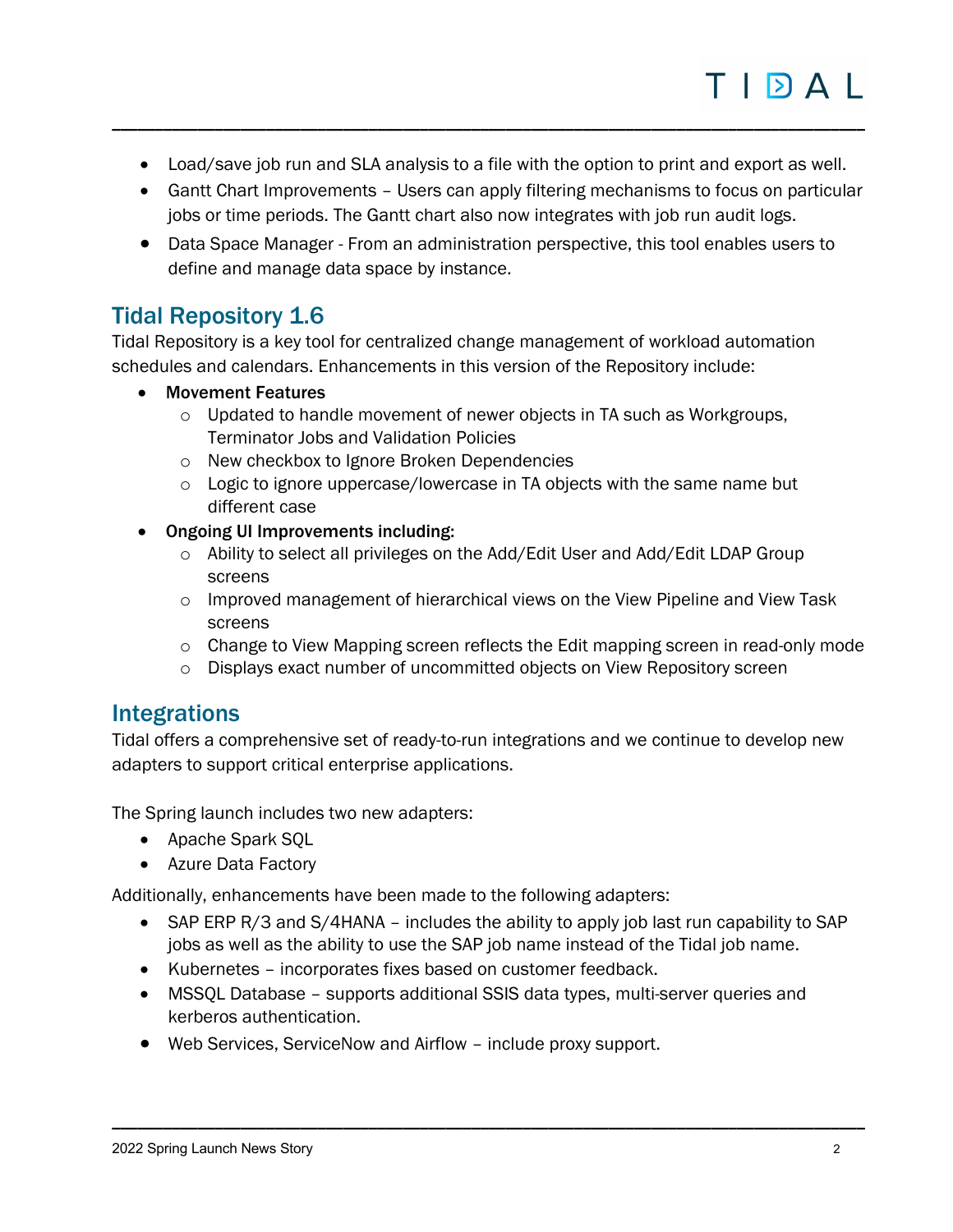- Load/save job run and SLA analysis to a file with the option to print and export as well.
- Gantt Chart Improvements – Users can apply filtering mechanisms to focus on particular jobs or time periods. The Gantt chart also now integrates with job run audit logs.
- Data Space Manager - From an administration perspective, this tool enables users to define and manage data space by instance.

## Tidal Repository 1.6

Tidal Repository is a key tool for centralized change management of workload automation schedules and calendars. Enhancements in this version of the Repository include:

- **Movement Features**
  - Updated to handle movement of newer objects in TA such as Workgroups, Terminator Jobs and Validation Policies
  - New checkbox to Ignore Broken Dependencies
  - Logic to ignore uppercase/lowercase in TA objects with the same name but different case
- **Ongoing UI Improvements including:**
  - Ability to select all privileges on the Add/Edit User and Add/Edit LDAP Group screens
  - Improved management of hierarchical views on the View Pipeline and View Task screens
  - Change to View Mapping screen reflects the Edit mapping screen in read-only mode
  - Displays exact number of uncommitted objects on View Repository screen

## Integrations

Tidal offers a comprehensive set of ready-to-run integrations and we continue to develop new adapters to support critical enterprise applications.

The Spring launch includes two new adapters:

- Apache Spark SQL
- Azure Data Factory

Additionally, enhancements have been made to the following adapters:

- SAP ERP R/3 and S/4HANA – includes the ability to apply job last run capability to SAP jobs as well as the ability to use the SAP job name instead of the Tidal job name.
- Kubernetes – incorporates fixes based on customer feedback.
- MSSQL Database – supports additional SSIS data types, multi-server queries and kerberos authentication.
- Web Services, ServiceNow and Airflow – include proxy support.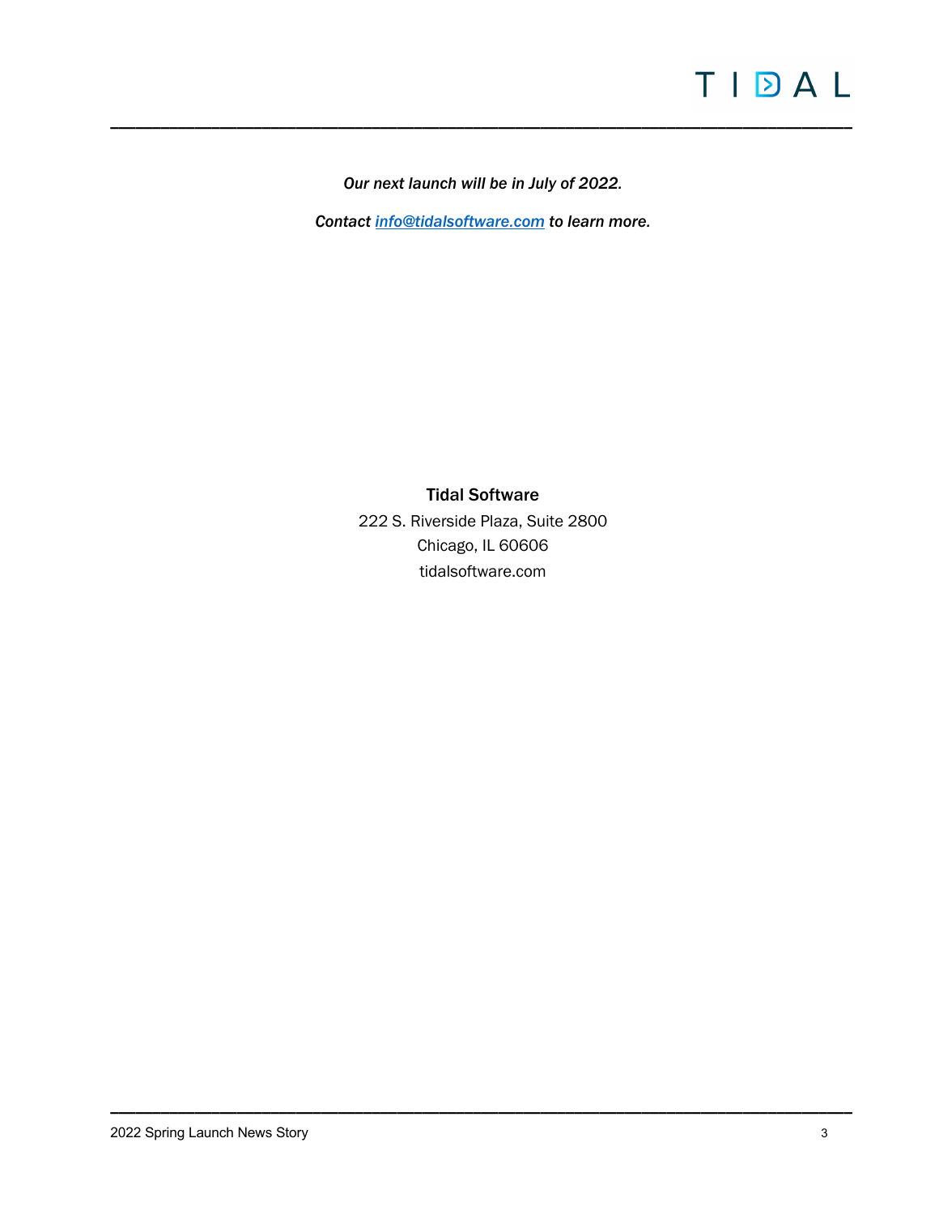*Our next launch will be in July of 2022.*

*Contact [info@tidalsoftware.com](mailto:info@tidalsoftware.com) to learn more.*

**Tidal Software**
222 S. Riverside Plaza, Suite 2800
Chicago, IL 60606
tidalsoftware.com